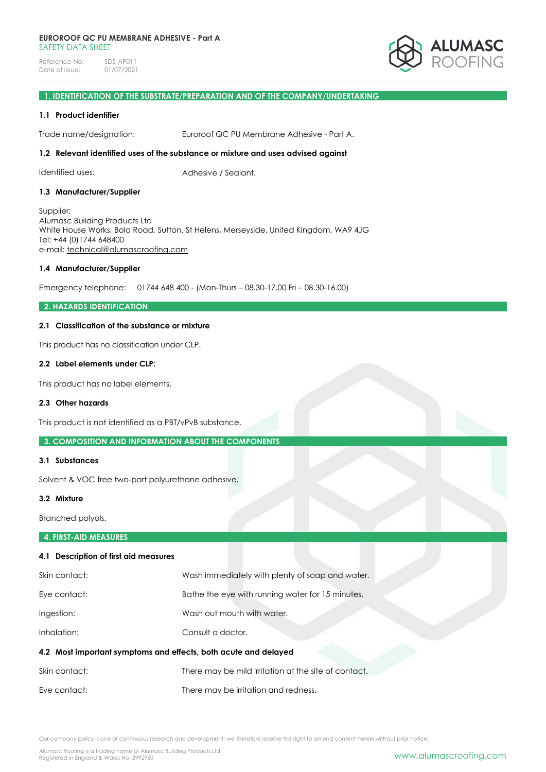**EUROROOF QC PU MEMBRANE ADHESIVE - Part A**
SAFETY DATA SHEET

Reference No: SDS-AP011
Date of issue: 01/07/2021

## 1. IDENTIFICATION OF THE SUBSTRATE/PREPARATION AND OF THE COMPANY/UNDERTAKING

### 1.1 Product identifier

Trade name/designation: Euroroof QC PU Membrane Adhesive - Part A.

### 1.2 Relevant identified uses of the substance or mixture and uses advised against

Identified uses: Adhesive / Sealant.

### 1.3 Manufacturer/Supplier

Supplier:
Alumasc Building Products Ltd
White House Works, Bold Road, Sutton, St Helens, Merseyside, United Kingdom, WA9 4JG
Tel: +44 (0)1744 648400
e-mail: technical@alumascroofing.com

### 1.4 Manufacturer/Supplier

Emergency telephone: 01744 648 400 - (Mon-Thurs – 08.30-17.00 Fri – 08.30-16.00)

## 2. HAZARDS IDENTIFICATION

### 2.1 Classification of the substance or mixture

This product has no classification under CLP.

### 2.2 Label elements under CLP:

This product has no label elements.

### 2.3 Other hazards

This product is not identified as a PBT/vPvB substance.

## 3. COMPOSITION AND INFORMATION ABOUT THE COMPONENTS

### 3.1 Substances

Solvent & VOC free two-part polyurethane adhesive,

### 3.2 Mixture

Branched polyols.

## 4. FIRST-AID MEASURES

### 4.1 Description of first aid measures

Skin contact: Wash immediately with plenty of soap and water.

Eye contact: Bathe the eye with running water for 15 minutes.

Ingestion: Wash out mouth with water.

Inhalation: Consult a doctor.

### 4.2 Most important symptoms and effects, both acute and delayed

Skin contact: There may be mild irritation at the site of contact.

Eye contact: There may be irritation and redness.

Our company policy is one of continuous research and development; we therefore reserve the right to amend content herein without prior notice.

Alumasc Roofing is a trading name of Alumasc Building Products Ltd
Registered in England & Wales No: 2992960

www.alumascroofing.com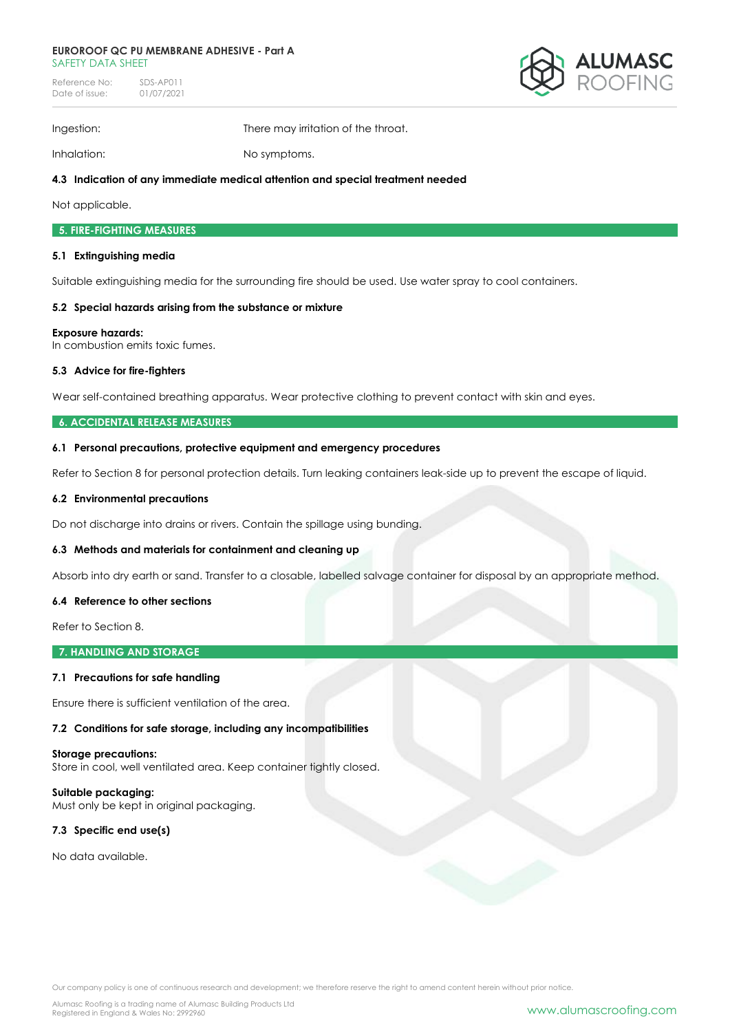Ingestion: There may irritation of the throat.

Inhalation: No symptoms.

**4.3 Indication of any immediate medical attention and special treatment needed**

Not applicable.

## 5. FIRE-FIGHTING MEASURES

**5.1 Extinguishing media**

Suitable extinguishing media for the surrounding fire should be used. Use water spray to cool containers.

**5.2 Special hazards arising from the substance or mixture**

**Exposure hazards:**
In combustion emits toxic fumes.

**5.3 Advice for fire-fighters**

Wear self-contained breathing apparatus. Wear protective clothing to prevent contact with skin and eyes.

## 6. ACCIDENTAL RELEASE MEASURES

**6.1 Personal precautions, protective equipment and emergency procedures**

Refer to Section 8 for personal protection details. Turn leaking containers leak-side up to prevent the escape of liquid.

**6.2 Environmental precautions**

Do not discharge into drains or rivers. Contain the spillage using bunding.

**6.3 Methods and materials for containment and cleaning up**

Absorb into dry earth or sand. Transfer to a closable, labelled salvage container for disposal by an appropriate method.

**6.4 Reference to other sections**

Refer to Section 8.

## 7. HANDLING AND STORAGE

**7.1 Precautions for safe handling**

Ensure there is sufficient ventilation of the area.

**7.2 Conditions for safe storage, including any incompatibilities**

**Storage precautions:**
Store in cool, well ventilated area. Keep container tightly closed.

**Suitable packaging:**
Must only be kept in original packaging.

**7.3 Specific end use(s)**

No data available.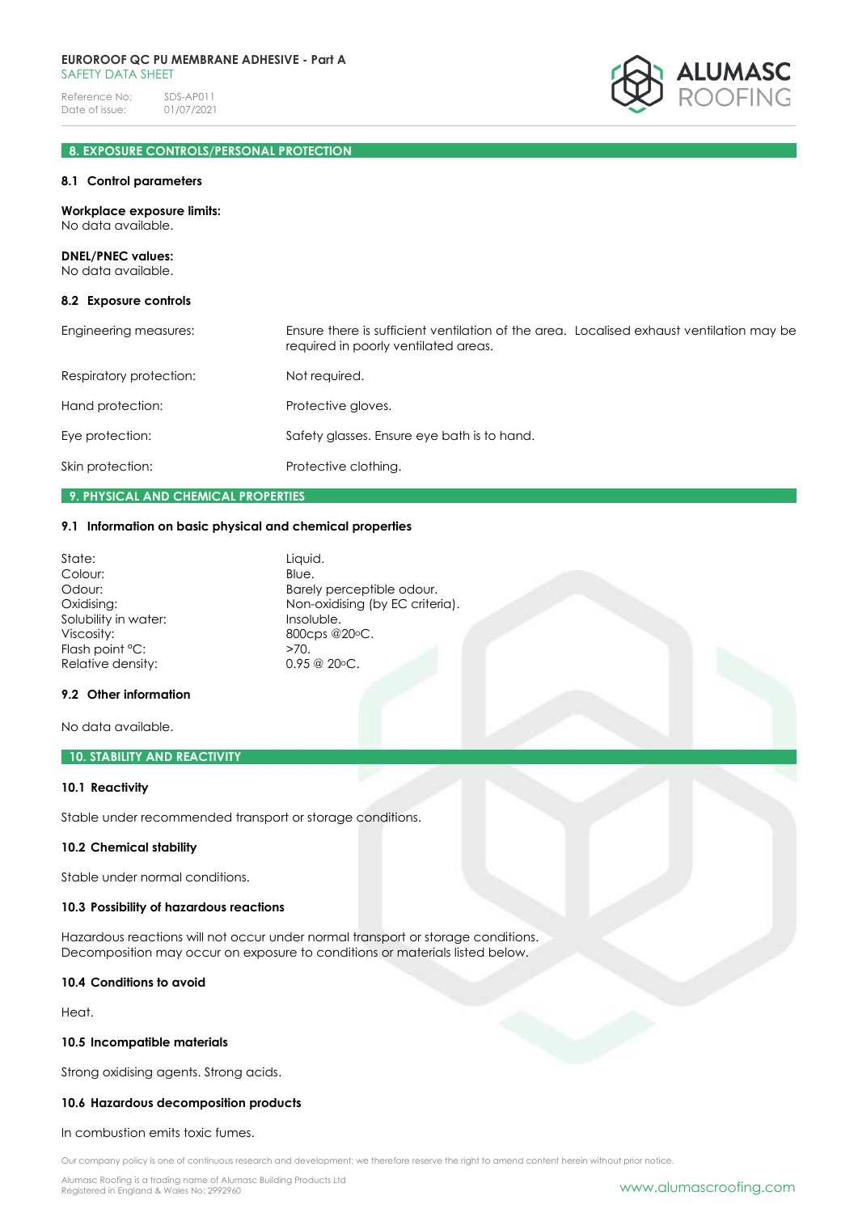## 8. EXPOSURE CONTROLS/PERSONAL PROTECTION

### 8.1 Control parameters

**Workplace exposure limits:**
No data available.

**DNEL/PNEC values:**
No data available.

### 8.2 Exposure controls

| | |
|---|---|
| Engineering measures: | Ensure there is sufficient ventilation of the area. Localised exhaust ventilation may be required in poorly ventilated areas. |
| Respiratory protection: | Not required. |
| Hand protection: | Protective gloves. |
| Eye protection: | Safety glasses. Ensure eye bath is to hand. |
| Skin protection: | Protective clothing. |

## 9. PHYSICAL AND CHEMICAL PROPERTIES

### 9.1 Information on basic physical and chemical properties

| | |
|---|---|
| State: | Liquid. |
| Colour: | Blue. |
| Odour: | Barely perceptible odour. |
| Oxidising: | Non-oxidising (by EC criteria). |
| Solubility in water: | Insoluble. |
| Viscosity: | 800cps @20°C. |
| Flash point °C: | >70. |
| Relative density: | 0.95 @ 20°C. |

### 9.2 Other information

No data available.

## 10. STABILITY AND REACTIVITY

### 10.1 Reactivity

Stable under recommended transport or storage conditions.

### 10.2 Chemical stability

Stable under normal conditions.

### 10.3 Possibility of hazardous reactions

Hazardous reactions will not occur under normal transport or storage conditions.
Decomposition may occur on exposure to conditions or materials listed below.

### 10.4 Conditions to avoid

Heat.

### 10.5 Incompatible materials

Strong oxidising agents. Strong acids.

### 10.6 Hazardous decomposition products

In combustion emits toxic fumes.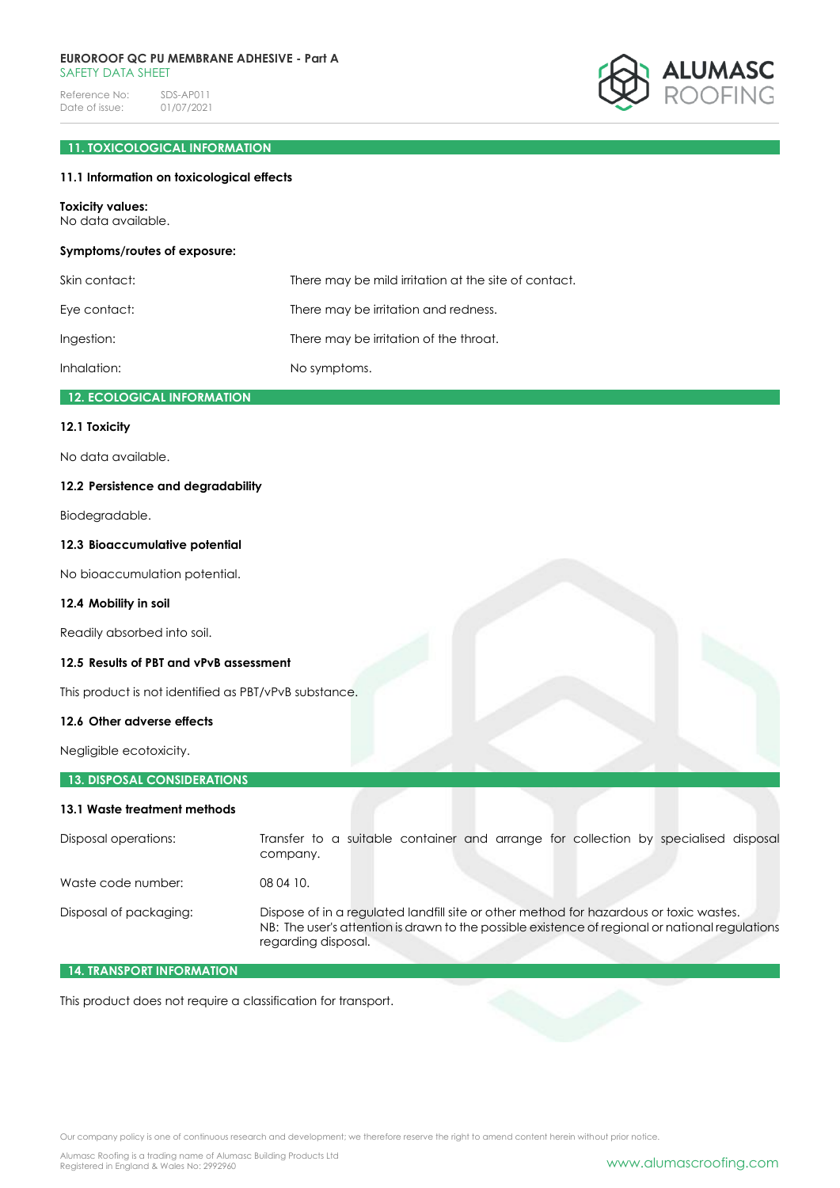## 11. TOXICOLOGICAL INFORMATION

### 11.1 Information on toxicological effects

**Toxicity values:**
No data available.

**Symptoms/routes of exposure:**

| | |
|---|---|
| Skin contact: | There may be mild irritation at the site of contact. |
| Eye contact: | There may be irritation and redness. |
| Ingestion: | There may be irritation of the throat. |
| Inhalation: | No symptoms. |

## 12. ECOLOGICAL INFORMATION

### 12.1 Toxicity

No data available.

### 12.2 Persistence and degradability

Biodegradable.

### 12.3 Bioaccumulative potential

No bioaccumulation potential.

### 12.4 Mobility in soil

Readily absorbed into soil.

### 12.5 Results of PBT and vPvB assessment

This product is not identified as PBT/vPvB substance.

### 12.6 Other adverse effects

Negligible ecotoxicity.

## 13. DISPOSAL CONSIDERATIONS

### 13.1 Waste treatment methods

| | |
|---|---|
| Disposal operations: | Transfer to a suitable container and arrange for collection by specialised disposal company. |
| Waste code number: | 08 04 10. |
| Disposal of packaging: | Dispose of in a regulated landfill site or other method for hazardous or toxic wastes. NB: The user's attention is drawn to the possible existence of regional or national regulations regarding disposal. |

## 14. TRANSPORT INFORMATION

This product does not require a classification for transport.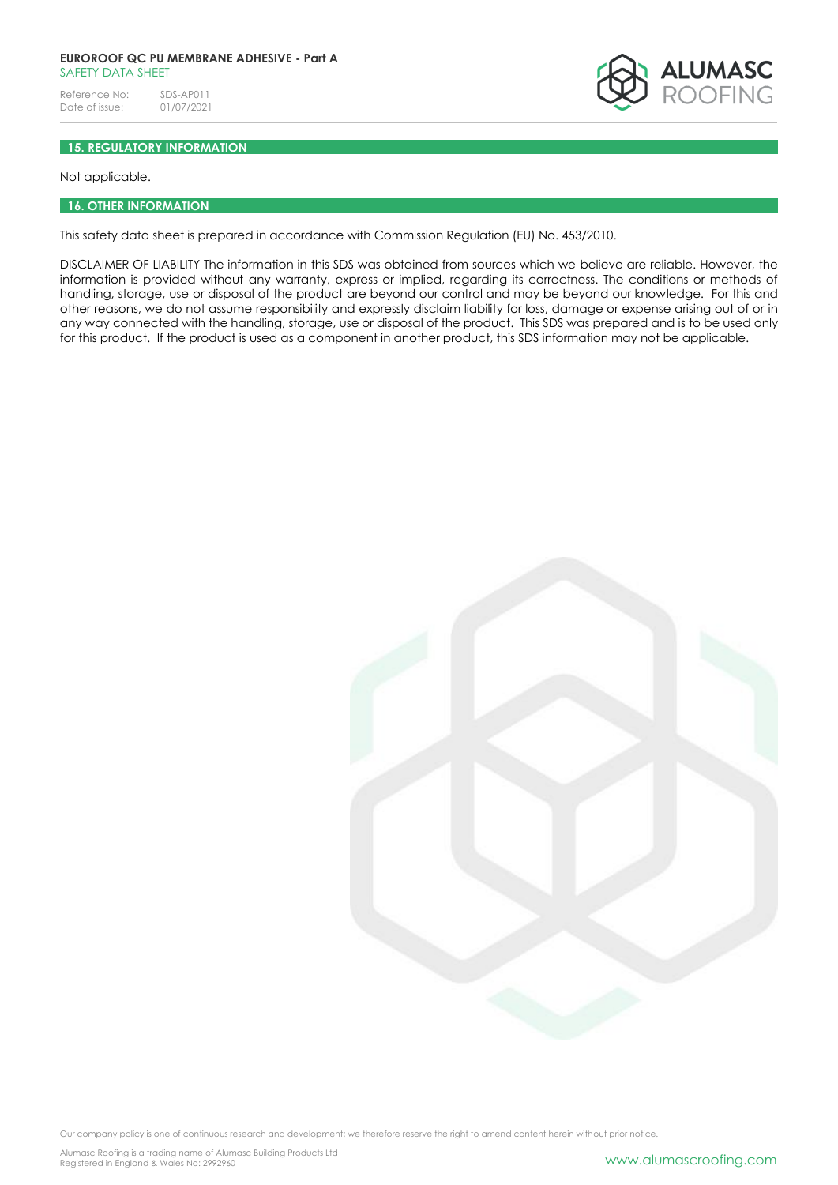## 15. REGULATORY INFORMATION

Not applicable.

## 16. OTHER INFORMATION

This safety data sheet is prepared in accordance with Commission Regulation (EU) No. 453/2010.

DISCLAIMER OF LIABILITY The information in this SDS was obtained from sources which we believe are reliable. However, the information is provided without any warranty, express or implied, regarding its correctness. The conditions or methods of handling, storage, use or disposal of the product are beyond our control and may be beyond our knowledge. For this and other reasons, we do not assume responsibility and expressly disclaim liability for loss, damage or expense arising out of or in any way connected with the handling, storage, use or disposal of the product. This SDS was prepared and is to be used only for this product. If the product is used as a component in another product, this SDS information may not be applicable.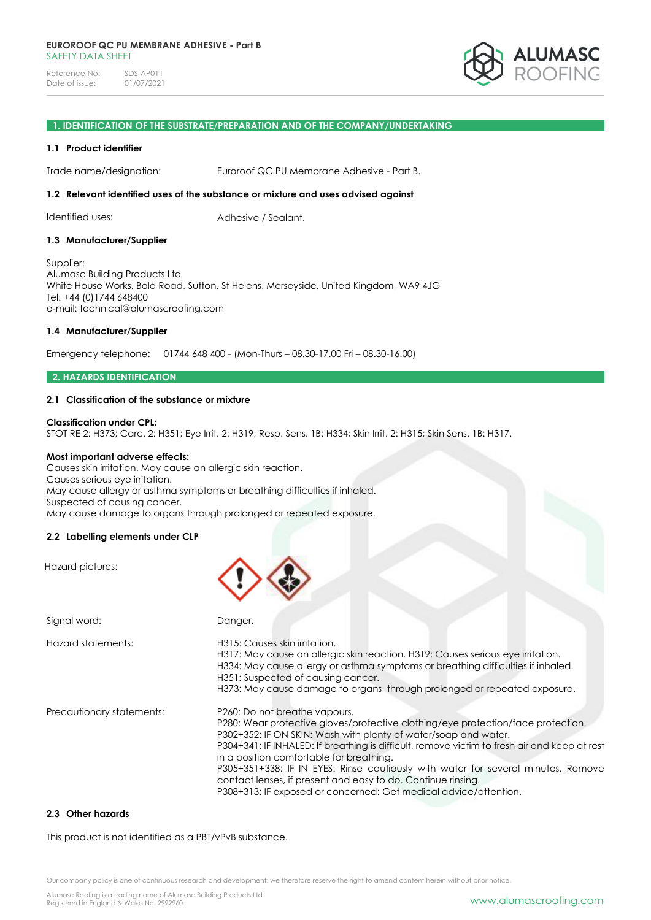## 1. IDENTIFICATION OF THE SUBSTRATE/PREPARATION AND OF THE COMPANY/UNDERTAKING

### 1.1 Product identifier

Trade name/designation: Euroroof QC PU Membrane Adhesive - Part B.

### 1.2 Relevant identified uses of the substance or mixture and uses advised against

Identified uses: Adhesive / Sealant.

### 1.3 Manufacturer/Supplier

Supplier:
Alumasc Building Products Ltd
White House Works, Bold Road, Sutton, St Helens, Merseyside, United Kingdom, WA9 4JG
Tel: +44 (0)1744 648400
e-mail: technical@alumascroofing.com

### 1.4 Manufacturer/Supplier

Emergency telephone: 01744 648 400 - (Mon-Thurs – 08.30-17.00 Fri – 08.30-16.00)

## 2. HAZARDS IDENTIFICATION

### 2.1 Classification of the substance or mixture

**Classification under CPL:**
STOT RE 2: H373; Carc. 2: H351; Eye Irrit. 2: H319; Resp. Sens. 1B: H334; Skin Irrit. 2: H315; Skin Sens. 1B: H317.

**Most important adverse effects:**
Causes skin irritation. May cause an allergic skin reaction.
Causes serious eye irritation.
May cause allergy or asthma symptoms or breathing difficulties if inhaled.
Suspected of causing cancer.
May cause damage to organs through prolonged or repeated exposure.

### 2.2 Labelling elements under CLP

Hazard pictures:

Signal word: Danger.

Hazard statements:
H315: Causes skin irritation.
H317: May cause an allergic skin reaction. H319: Causes serious eye irritation.
H334: May cause allergy or asthma symptoms or breathing difficulties if inhaled.
H351: Suspected of causing cancer.
H373: May cause damage to organs through prolonged or repeated exposure.

Precautionary statements:
P260: Do not breathe vapours.
P280: Wear protective gloves/protective clothing/eye protection/face protection.
P302+352: IF ON SKIN: Wash with plenty of water/soap and water.
P304+341: IF INHALED: If breathing is difficult, remove victim to fresh air and keep at rest in a position comfortable for breathing.
P305+351+338: IF IN EYES: Rinse cautiously with water for several minutes. Remove contact lenses, if present and easy to do. Continue rinsing.
P308+313: IF exposed or concerned: Get medical advice/attention.

### 2.3 Other hazards

This product is not identified as a PBT/vPvB substance.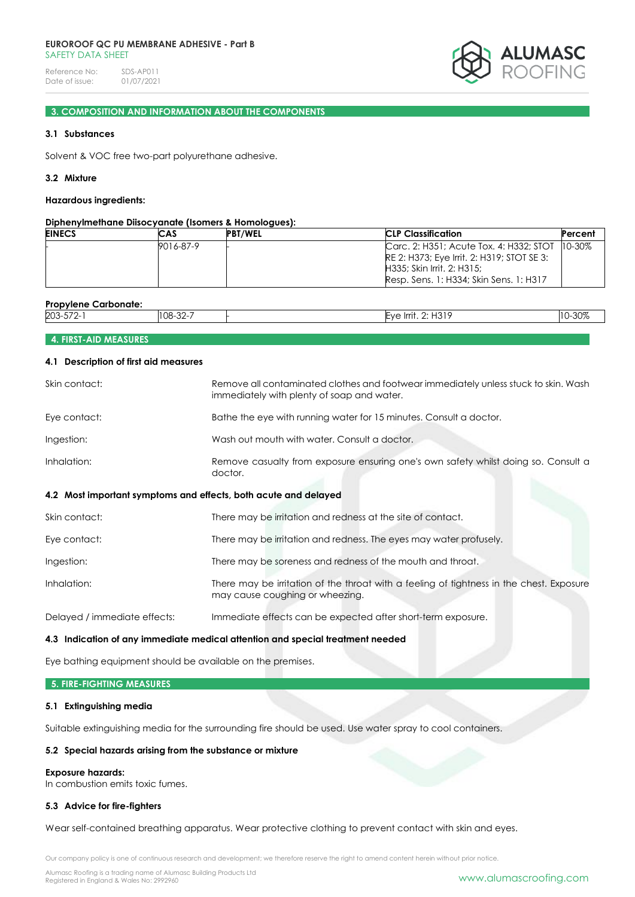## 3. COMPOSITION AND INFORMATION ABOUT THE COMPONENTS

### 3.1 Substances

Solvent & VOC free two-part polyurethane adhesive.

### 3.2 Mixture

**Hazardous ingredients:**

**Diphenylmethane Diisocyanate (Isomers & Homologues):**

| EINECS | CAS | PBT/WEL | CLP Classification | Percent |
|---|---|---|---|---|
| - | 9016-87-9 | - | Carc. 2: H351; Acute Tox. 4: H332; STOT RE 2: H373; Eye Irrit. 2: H319; STOT SE 3: H335; Skin Irrit. 2: H315; Resp. Sens. 1: H334; Skin Sens. 1: H317 | 10-30% |

**Propylene Carbonate:**

| EINECS | CAS | PBT/WEL | CLP Classification | Percent |
|---|---|---|---|---|
| 203-572-1 | 108-32-7 | - | Eye Irrit. 2: H319 | 10-30% |

## 4. FIRST-AID MEASURES

### 4.1 Description of first aid measures

Skin contact: Remove all contaminated clothes and footwear immediately unless stuck to skin. Wash immediately with plenty of soap and water.

Eye contact: Bathe the eye with running water for 15 minutes. Consult a doctor.

Ingestion: Wash out mouth with water. Consult a doctor.

Inhalation: Remove casualty from exposure ensuring one's own safety whilst doing so. Consult a doctor.

### 4.2 Most important symptoms and effects, both acute and delayed

Skin contact: There may be irritation and redness at the site of contact.

Eye contact: There may be irritation and redness. The eyes may water profusely.

Ingestion: There may be soreness and redness of the mouth and throat.

Inhalation: There may be irritation of the throat with a feeling of tightness in the chest. Exposure may cause coughing or wheezing.

Delayed / immediate effects: Immediate effects can be expected after short-term exposure.

### 4.3 Indication of any immediate medical attention and special treatment needed

Eye bathing equipment should be available on the premises.

## 5. FIRE-FIGHTING MEASURES

### 5.1 Extinguishing media

Suitable extinguishing media for the surrounding fire should be used. Use water spray to cool containers.

### 5.2 Special hazards arising from the substance or mixture

**Exposure hazards:**
In combustion emits toxic fumes.

### 5.3 Advice for fire-fighters

Wear self-contained breathing apparatus. Wear protective clothing to prevent contact with skin and eyes.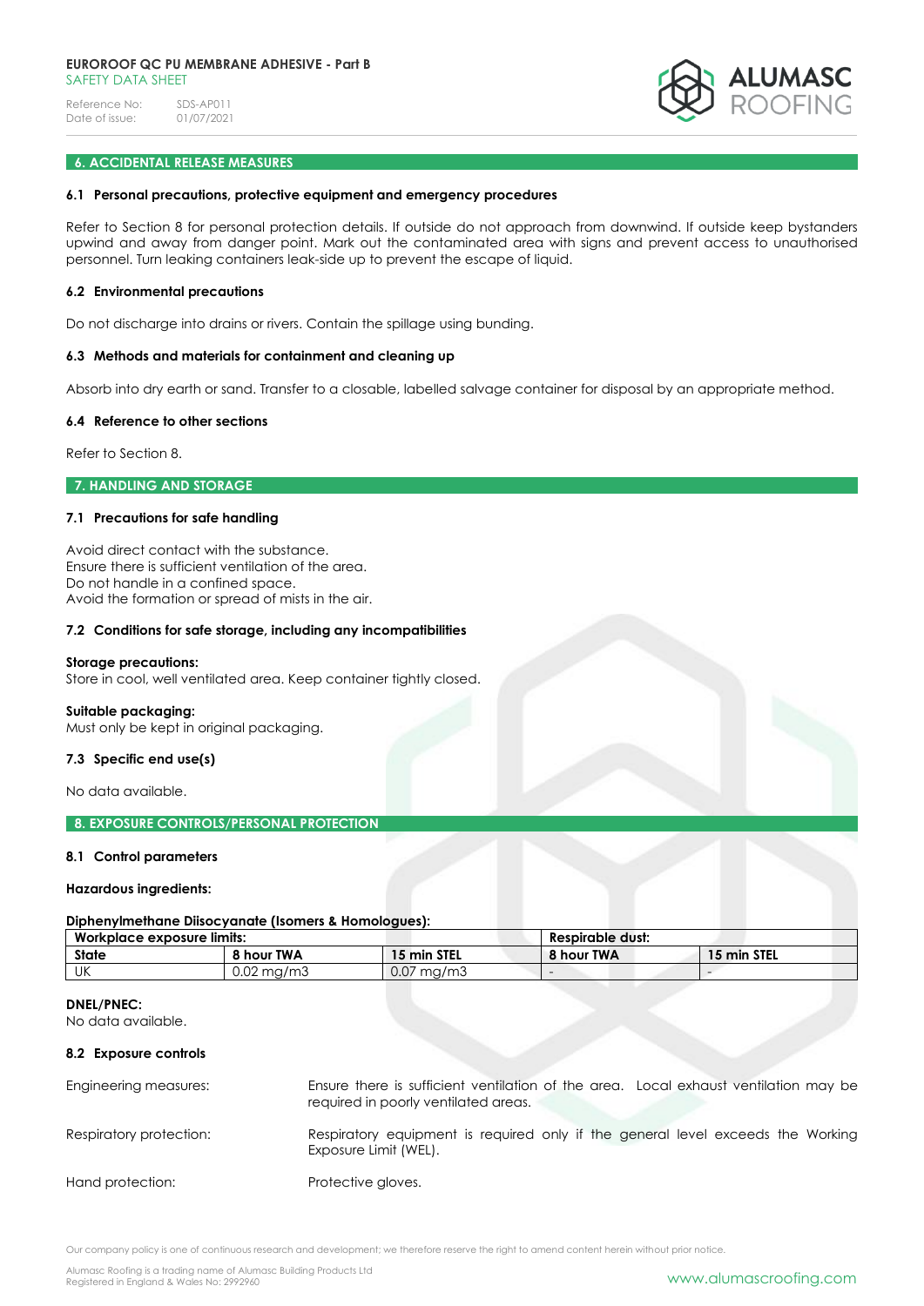## 6. ACCIDENTAL RELEASE MEASURES

### 6.1 Personal precautions, protective equipment and emergency procedures

Refer to Section 8 for personal protection details. If outside do not approach from downwind. If outside keep bystanders upwind and away from danger point. Mark out the contaminated area with signs and prevent access to unauthorised personnel. Turn leaking containers leak-side up to prevent the escape of liquid.

### 6.2 Environmental precautions

Do not discharge into drains or rivers. Contain the spillage using bunding.

### 6.3 Methods and materials for containment and cleaning up

Absorb into dry earth or sand. Transfer to a closable, labelled salvage container for disposal by an appropriate method.

### 6.4 Reference to other sections

Refer to Section 8.

## 7. HANDLING AND STORAGE

### 7.1 Precautions for safe handling

Avoid direct contact with the substance.
Ensure there is sufficient ventilation of the area.
Do not handle in a confined space.
Avoid the formation or spread of mists in the air.

### 7.2 Conditions for safe storage, including any incompatibilities

**Storage precautions:**
Store in cool, well ventilated area. Keep container tightly closed.

**Suitable packaging:**
Must only be kept in original packaging.

### 7.3 Specific end use(s)

No data available.

## 8. EXPOSURE CONTROLS/PERSONAL PROTECTION

### 8.1 Control parameters

**Hazardous ingredients:**

**Diphenylmethane Diisocyanate (Isomers & Homologues):**

| Workplace exposure limits: | | | Respirable dust: | |
|---|---|---|---|---|
| **State** | **8 hour TWA** | **15 min STEL** | **8 hour TWA** | **15 min STEL** |
| UK | 0.02 mg/m3 | 0.07 mg/m3 | - | - |

**DNEL/PNEC:**
No data available.

### 8.2 Exposure controls

Engineering measures: Ensure there is sufficient ventilation of the area. Local exhaust ventilation may be required in poorly ventilated areas.

Respiratory protection: Respiratory equipment is required only if the general level exceeds the Working Exposure Limit (WEL).

Hand protection: Protective gloves.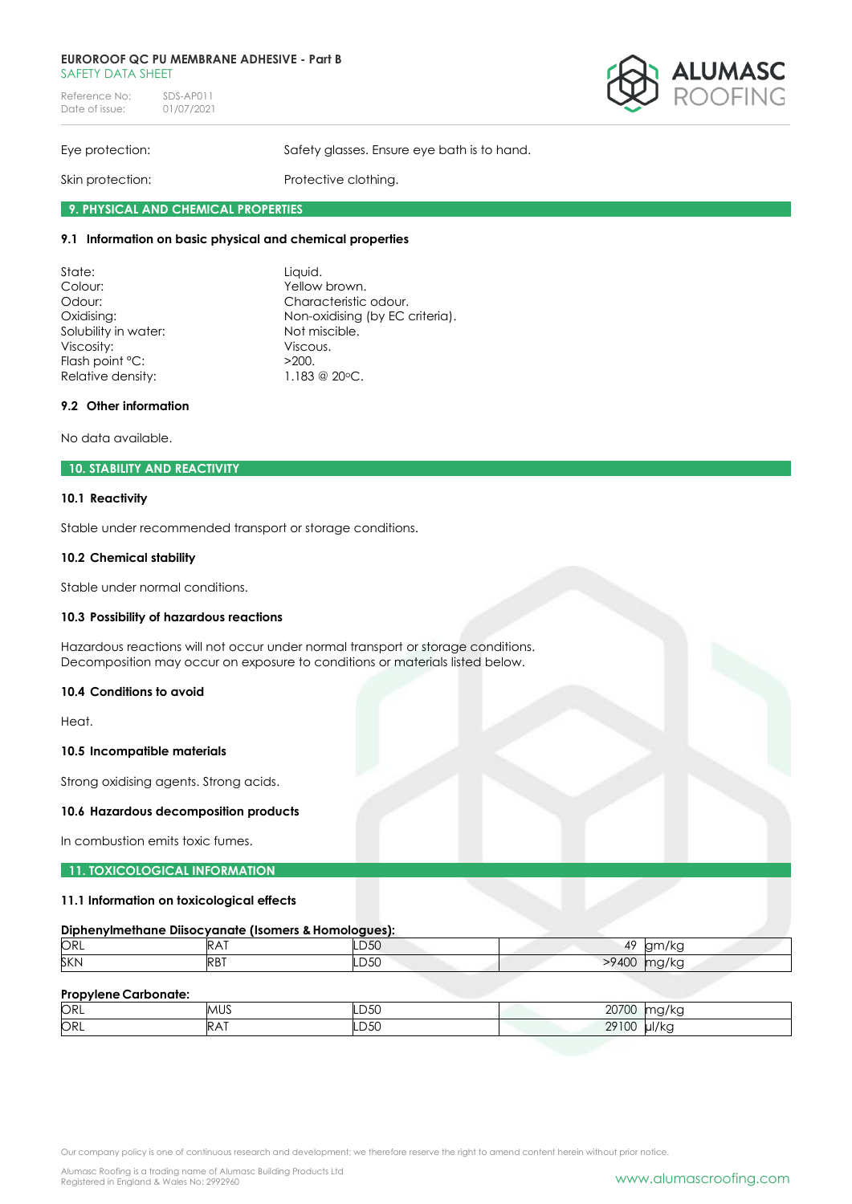Eye protection: Safety glasses. Ensure eye bath is to hand.

Skin protection: Protective clothing.

## 9. PHYSICAL AND CHEMICAL PROPERTIES

### 9.1 Information on basic physical and chemical properties

| | |
|---|---|
| State: | Liquid. |
| Colour: | Yellow brown. |
| Odour: | Characteristic odour. |
| Oxidising: | Non-oxidising (by EC criteria). |
| Solubility in water: | Not miscible. |
| Viscosity: | Viscous. |
| Flash point °C: | >200. |
| Relative density: | 1.183 @ 20°C. |

### 9.2 Other information

No data available.

## 10. STABILITY AND REACTIVITY

### 10.1 Reactivity

Stable under recommended transport or storage conditions.

### 10.2 Chemical stability

Stable under normal conditions.

### 10.3 Possibility of hazardous reactions

Hazardous reactions will not occur under normal transport or storage conditions.
Decomposition may occur on exposure to conditions or materials listed below.

### 10.4 Conditions to avoid

Heat.

### 10.5 Incompatible materials

Strong oxidising agents. Strong acids.

### 10.6 Hazardous decomposition products

In combustion emits toxic fumes.

## 11. TOXICOLOGICAL INFORMATION

### 11.1 Information on toxicological effects

**Diphenylmethane Diisocyanate (Isomers & Homologues):**

| | | | | |
|---|---|---|---|---|
| ORL | RAT | LD50 | 49 | gm/kg |
| SKN | RBT | LD50 | >9400 | mg/kg |

**Propylene Carbonate:**

| | | | | |
|---|---|---|---|---|
| ORL | MUS | LD50 | 20700 | mg/kg |
| ORL | RAT | LD50 | 29100 | ul/kg |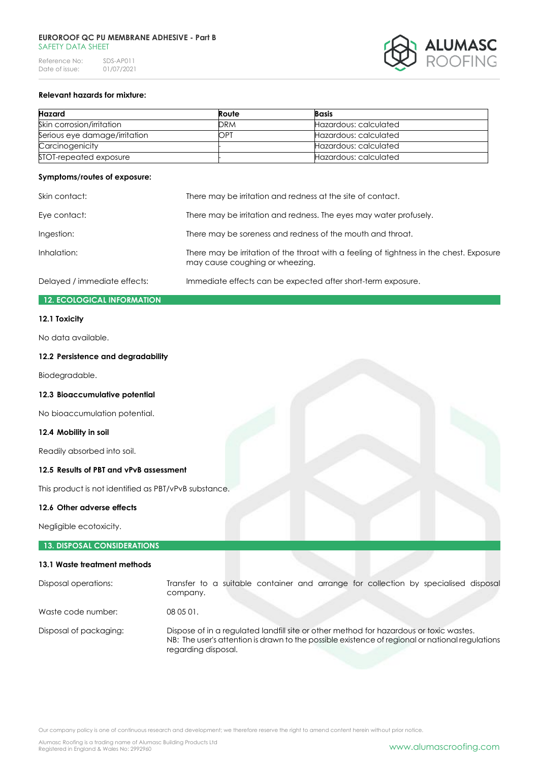**Relevant hazards for mixture:**

| Hazard | Route | Basis |
|---|---|---|
| Skin corrosion/irritation | DRM | Hazardous: calculated |
| Serious eye damage/irritation | OPT | Hazardous: calculated |
| Carcinogenicity | - | Hazardous: calculated |
| STOT-repeated exposure | - | Hazardous: calculated |

**Symptoms/routes of exposure:**

Skin contact: There may be irritation and redness at the site of contact.

Eye contact: There may be irritation and redness. The eyes may water profusely.

Ingestion: There may be soreness and redness of the mouth and throat.

Inhalation: There may be irritation of the throat with a feeling of tightness in the chest. Exposure may cause coughing or wheezing.

Delayed / immediate effects: Immediate effects can be expected after short-term exposure.

## 12. ECOLOGICAL INFORMATION

### 12.1 Toxicity

No data available.

### 12.2 Persistence and degradability

Biodegradable.

### 12.3 Bioaccumulative potential

No bioaccumulation potential.

### 12.4 Mobility in soil

Readily absorbed into soil.

### 12.5 Results of PBT and vPvB assessment

This product is not identified as PBT/vPvB substance.

### 12.6 Other adverse effects

Negligible ecotoxicity.

## 13. DISPOSAL CONSIDERATIONS

### 13.1 Waste treatment methods

Disposal operations: Transfer to a suitable container and arrange for collection by specialised disposal company.

Waste code number: 08 05 01.

Disposal of packaging: Dispose of in a regulated landfill site or other method for hazardous or toxic wastes.
NB: The user's attention is drawn to the possible existence of regional or national regulations regarding disposal.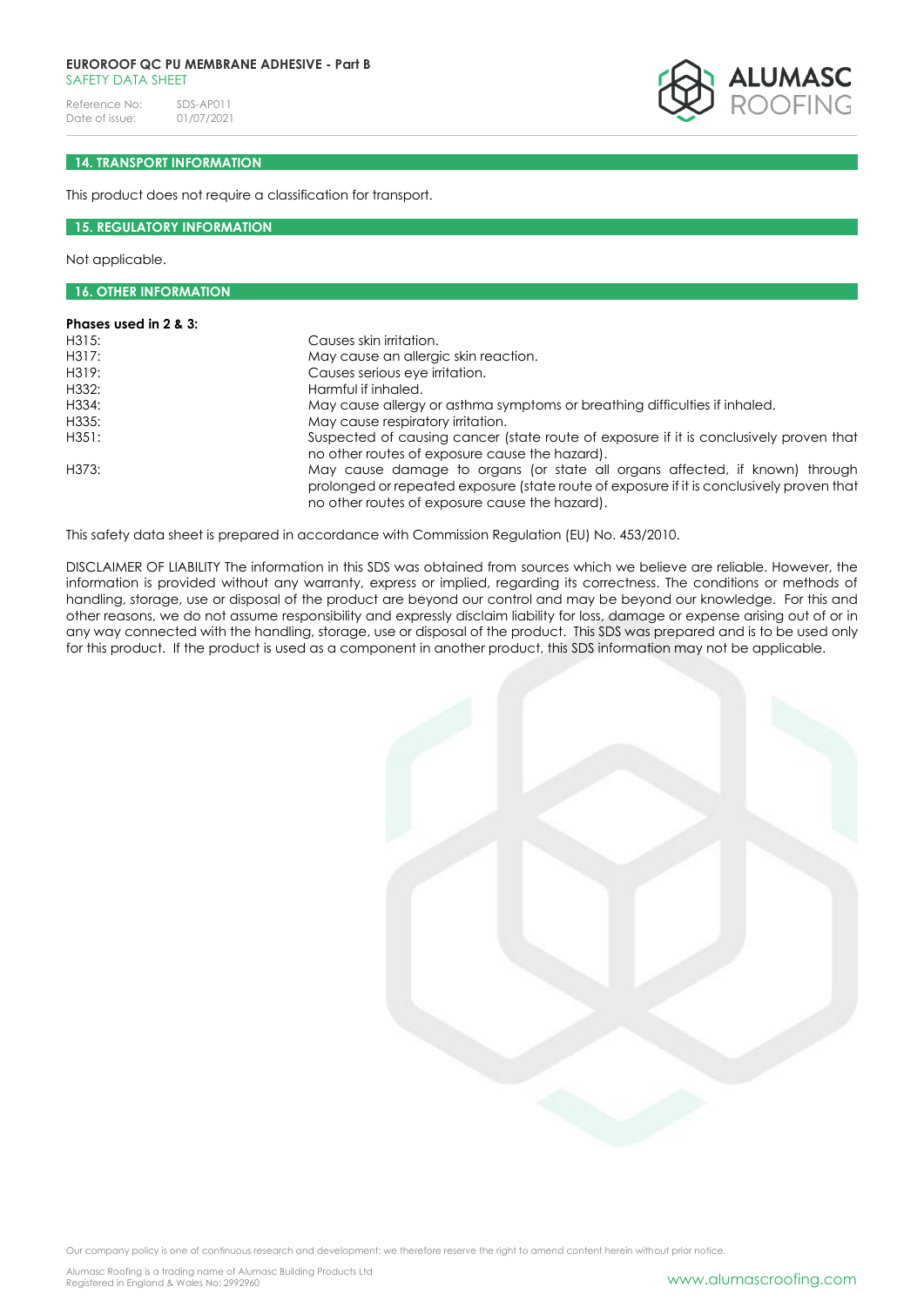## 14. TRANSPORT INFORMATION

This product does not require a classification for transport.

## 15. REGULATORY INFORMATION

Not applicable.

## 16. OTHER INFORMATION

**Phases used in 2 & 3:**

| | |
|---|---|
| H315: | Causes skin irritation. |
| H317: | May cause an allergic skin reaction. |
| H319: | Causes serious eye irritation. |
| H332: | Harmful if inhaled. |
| H334: | May cause allergy or asthma symptoms or breathing difficulties if inhaled. |
| H335: | May cause respiratory irritation. |
| H351: | Suspected of causing cancer (state route of exposure if it is conclusively proven that no other routes of exposure cause the hazard). |
| H373: | May cause damage to organs (or state all organs affected, if known) through prolonged or repeated exposure (state route of exposure if it is conclusively proven that no other routes of exposure cause the hazard). |

This safety data sheet is prepared in accordance with Commission Regulation (EU) No. 453/2010.

DISCLAIMER OF LIABILITY The information in this SDS was obtained from sources which we believe are reliable. However, the information is provided without any warranty, express or implied, regarding its correctness. The conditions or methods of handling, storage, use or disposal of the product are beyond our control and may be beyond our knowledge. For this and other reasons, we do not assume responsibility and expressly disclaim liability for loss, damage or expense arising out of or in any way connected with the handling, storage, use or disposal of the product. This SDS was prepared and is to be used only for this product. If the product is used as a component in another product, this SDS information may not be applicable.